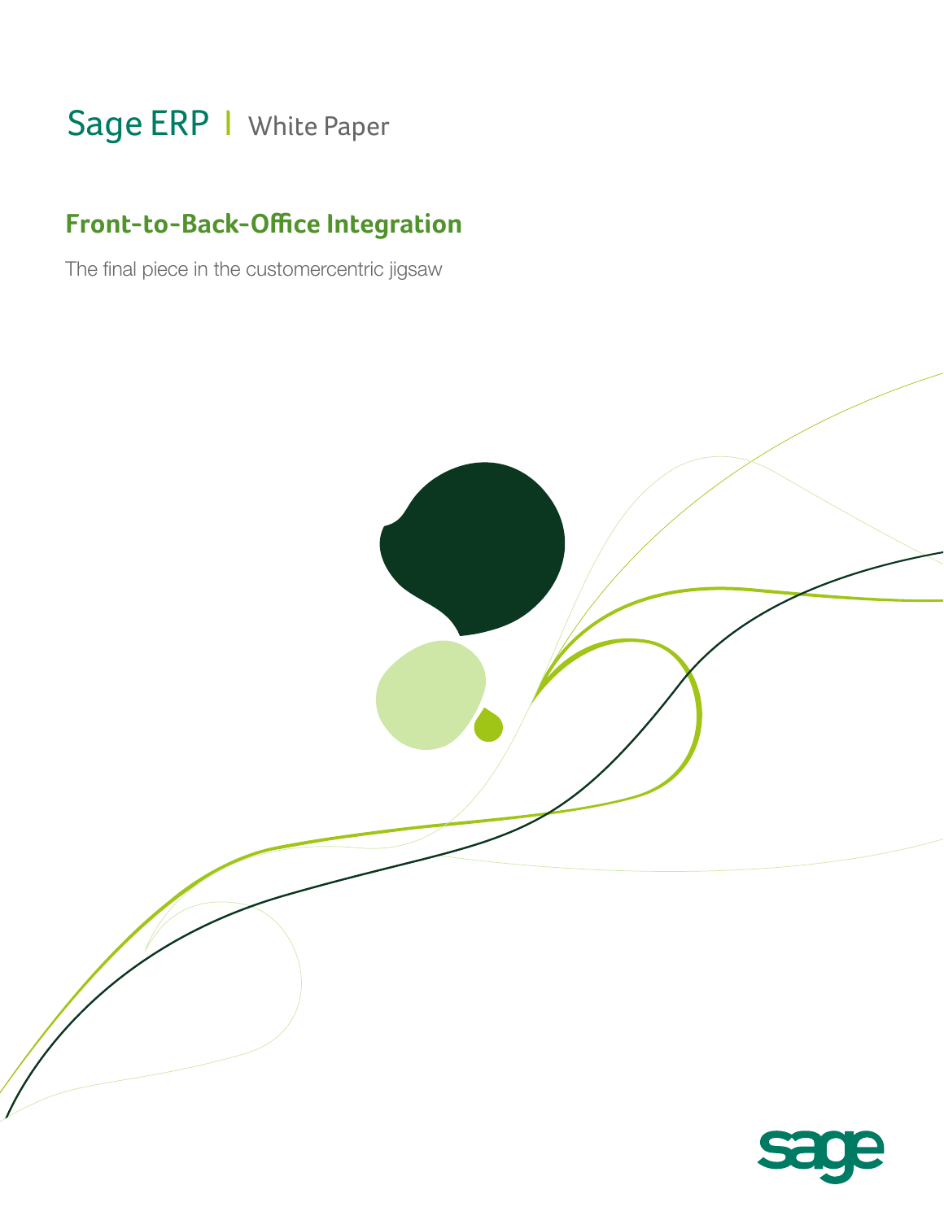Sage ERP | White Paper

# Front-to-Back-Office Integration

The final piece in the customercentric jigsaw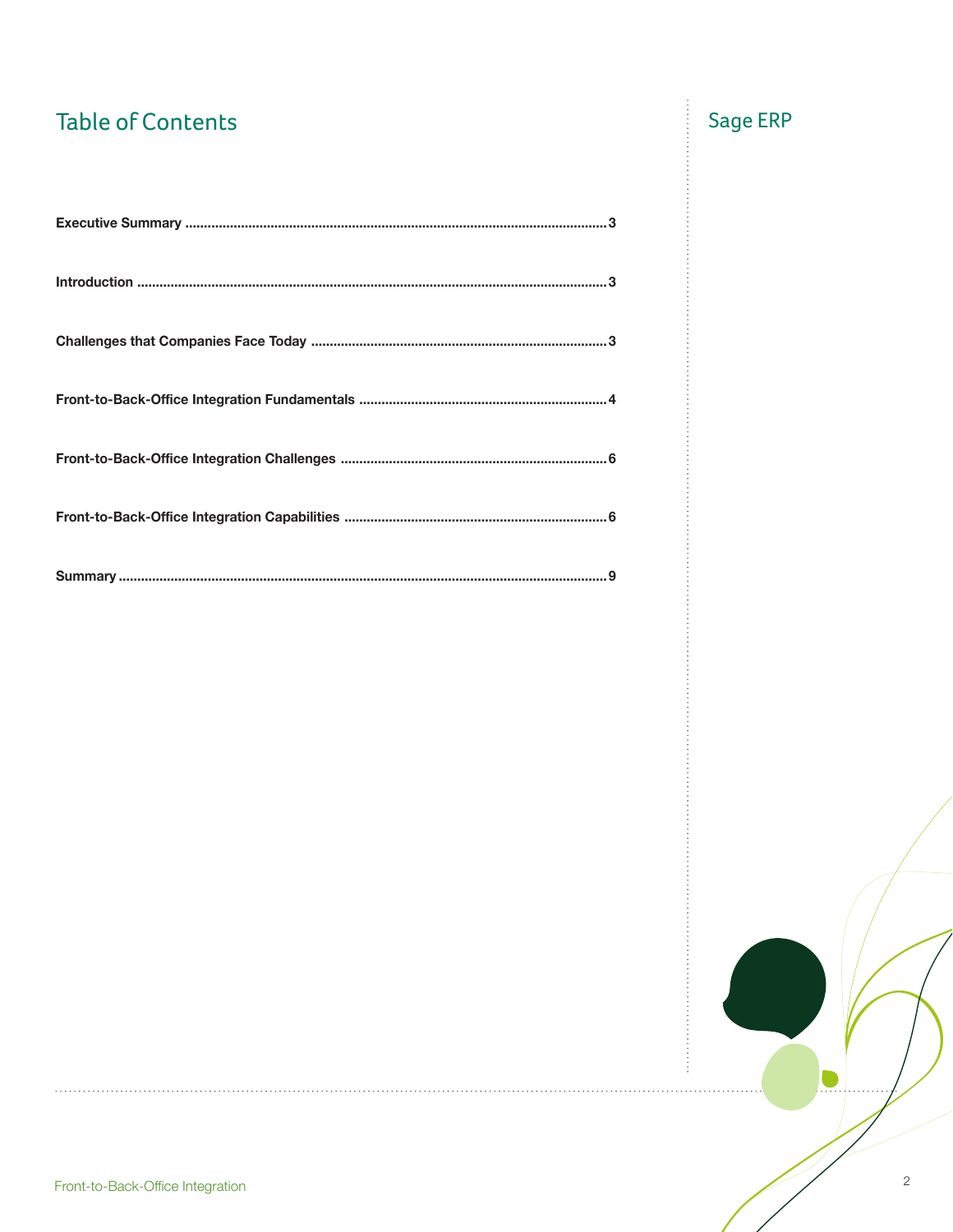# Table of Contents

Sage ERP

**Executive Summary** .......... 3

**Introduction** .......... 3

**Challenges that Companies Face Today** .......... 3

**Front-to-Back-Office Integration Fundamentals** .......... 4

**Front-to-Back-Office Integration Challenges** .......... 6

**Front-to-Back-Office Integration Capabilities** .......... 6

**Summary** .......... 9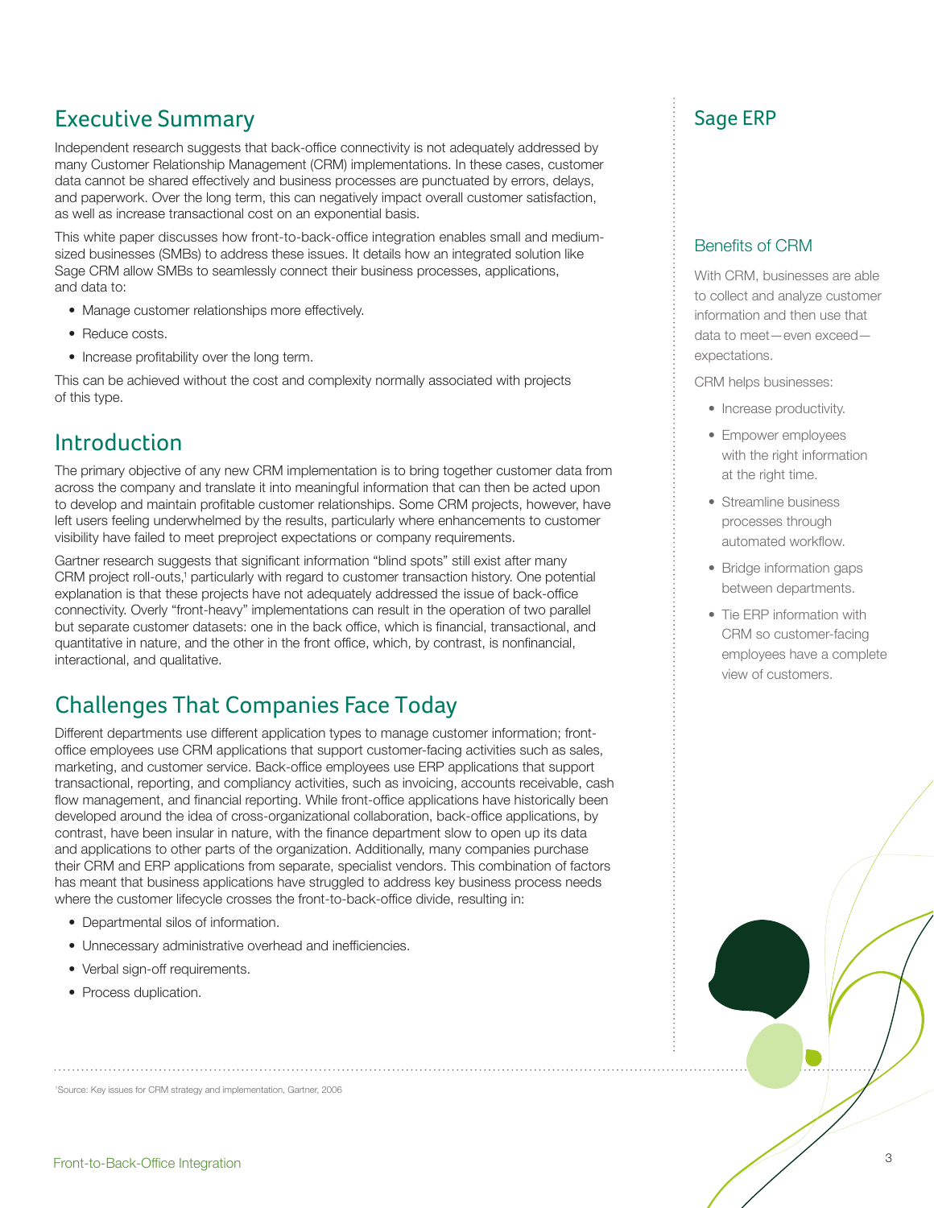## Executive Summary

Independent research suggests that back-office connectivity is not adequately addressed by many Customer Relationship Management (CRM) implementations. In these cases, customer data cannot be shared effectively and business processes are punctuated by errors, delays, and paperwork. Over the long term, this can negatively impact overall customer satisfaction, as well as increase transactional cost on an exponential basis.

This white paper discusses how front-to-back-office integration enables small and medium-sized businesses (SMBs) to address these issues. It details how an integrated solution like Sage CRM allow SMBs to seamlessly connect their business processes, applications, and data to:

- Manage customer relationships more effectively.
- Reduce costs.
- Increase profitability over the long term.

This can be achieved without the cost and complexity normally associated with projects of this type.

## Introduction

The primary objective of any new CRM implementation is to bring together customer data from across the company and translate it into meaningful information that can then be acted upon to develop and maintain profitable customer relationships. Some CRM projects, however, have left users feeling underwhelmed by the results, particularly where enhancements to customer visibility have failed to meet preproject expectations or company requirements.

Gartner research suggests that significant information "blind spots" still exist after many CRM project roll-outs,[1] particularly with regard to customer transaction history. One potential explanation is that these projects have not adequately addressed the issue of back-office connectivity. Overly "front-heavy" implementations can result in the operation of two parallel but separate customer datasets: one in the back office, which is financial, transactional, and quantitative in nature, and the other in the front office, which, by contrast, is nonfinancial, interactional, and qualitative.

## Challenges That Companies Face Today

Different departments use different application types to manage customer information; front-office employees use CRM applications that support customer-facing activities such as sales, marketing, and customer service. Back-office employees use ERP applications that support transactional, reporting, and compliancy activities, such as invoicing, accounts receivable, cash flow management, and financial reporting. While front-office applications have historically been developed around the idea of cross-organizational collaboration, back-office applications, by contrast, have been insular in nature, with the finance department slow to open up its data and applications to other parts of the organization. Additionally, many companies purchase their CRM and ERP applications from separate, specialist vendors. This combination of factors has meant that business applications have struggled to address key business process needs where the customer lifecycle crosses the front-to-back-office divide, resulting in:

- Departmental silos of information.
- Unnecessary administrative overhead and inefficiencies.
- Verbal sign-off requirements.
- Process duplication.

[1]Source: Key issues for CRM strategy and implementation, Gartner, 2006

## Sage ERP

### Benefits of CRM

With CRM, businesses are able to collect and analyze customer information and then use that data to meet—even exceed—expectations.

CRM helps businesses:

- Increase productivity.
- Empower employees with the right information at the right time.
- Streamline business processes through automated workflow.
- Bridge information gaps between departments.
- Tie ERP information with CRM so customer-facing employees have a complete view of customers.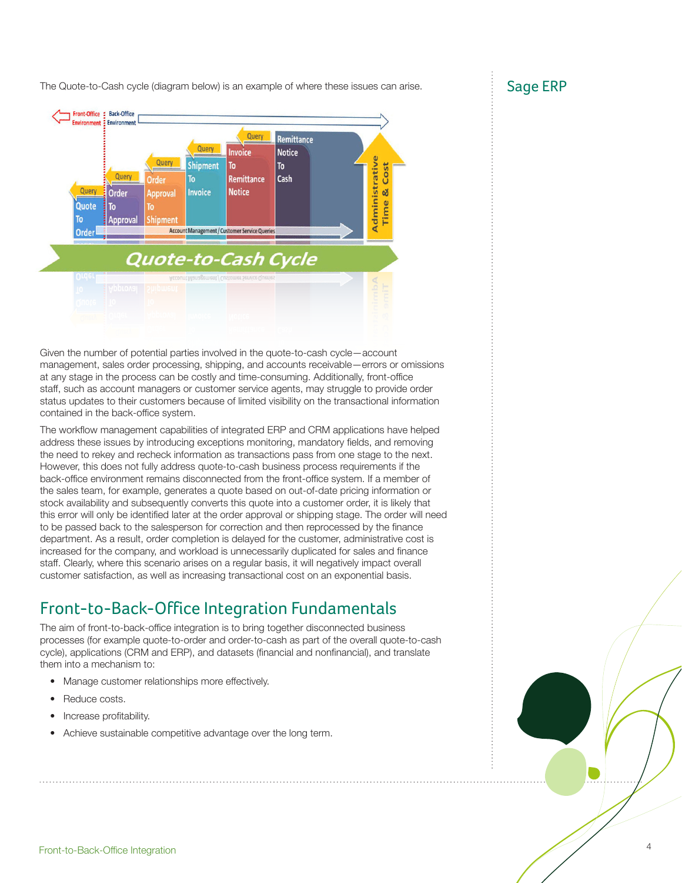The Quote-to-Cash cycle (diagram below) is an example of where these issues can arise.

Given the number of potential parties involved in the quote-to-cash cycle—account management, sales order processing, shipping, and accounts receivable—errors or omissions at any stage in the process can be costly and time-consuming. Additionally, front-office staff, such as account managers or customer service agents, may struggle to provide order status updates to their customers because of limited visibility on the transactional information contained in the back-office system.

The workflow management capabilities of integrated ERP and CRM applications have helped address these issues by introducing exceptions monitoring, mandatory fields, and removing the need to rekey and recheck information as transactions pass from one stage to the next. However, this does not fully address quote-to-cash business process requirements if the back-office environment remains disconnected from the front-office system. If a member of the sales team, for example, generates a quote based on out-of-date pricing information or stock availability and subsequently converts this quote into a customer order, it is likely that this error will only be identified later at the order approval or shipping stage. The order will need to be passed back to the salesperson for correction and then reprocessed by the finance department. As a result, order completion is delayed for the customer, administrative cost is increased for the company, and workload is unnecessarily duplicated for sales and finance staff. Clearly, where this scenario arises on a regular basis, it will negatively impact overall customer satisfaction, as well as increasing transactional cost on an exponential basis.

## Front-to-Back-Office Integration Fundamentals

The aim of front-to-back-office integration is to bring together disconnected business processes (for example quote-to-order and order-to-cash as part of the overall quote-to-cash cycle), applications (CRM and ERP), and datasets (financial and nonfinancial), and translate them into a mechanism to:

- Manage customer relationships more effectively.
- Reduce costs.
- Increase profitability.
- Achieve sustainable competitive advantage over the long term.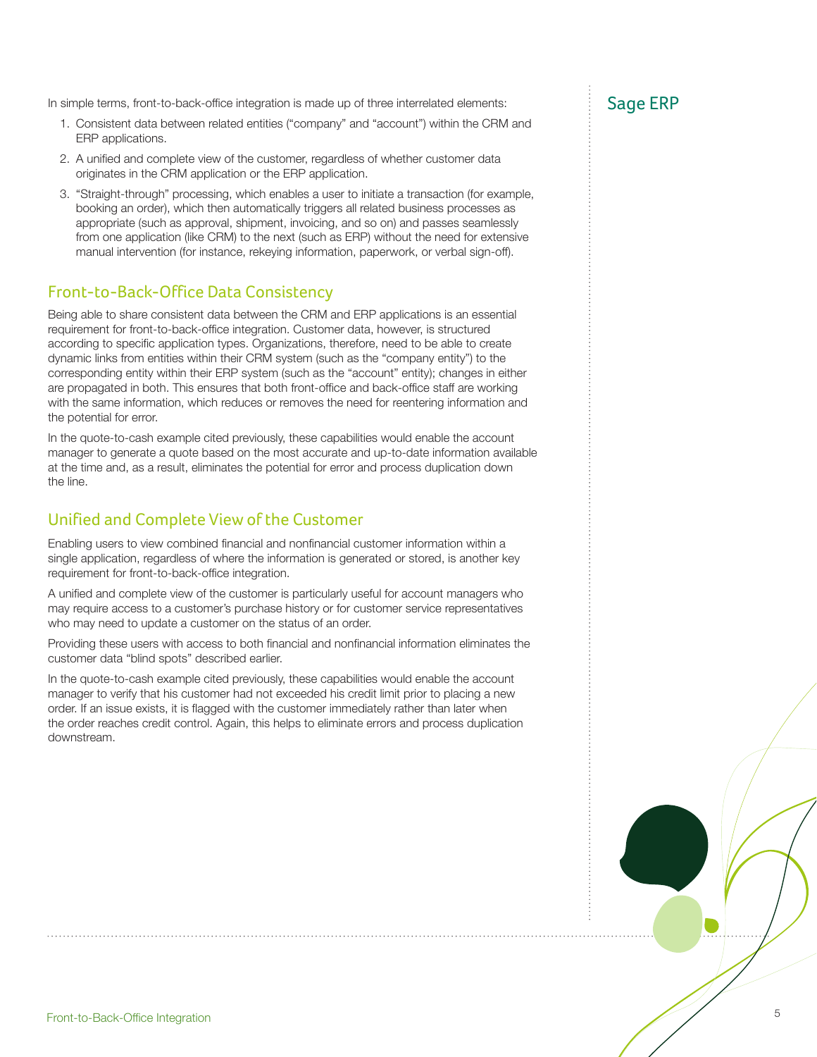In simple terms, front-to-back-office integration is made up of three interrelated elements:

1. Consistent data between related entities ("company" and "account") within the CRM and ERP applications.
2. A unified and complete view of the customer, regardless of whether customer data originates in the CRM application or the ERP application.
3. "Straight-through" processing, which enables a user to initiate a transaction (for example, booking an order), which then automatically triggers all related business processes as appropriate (such as approval, shipment, invoicing, and so on) and passes seamlessly from one application (like CRM) to the next (such as ERP) without the need for extensive manual intervention (for instance, rekeying information, paperwork, or verbal sign-off).

## Front-to-Back-Office Data Consistency

Being able to share consistent data between the CRM and ERP applications is an essential requirement for front-to-back-office integration. Customer data, however, is structured according to specific application types. Organizations, therefore, need to be able to create dynamic links from entities within their CRM system (such as the "company entity") to the corresponding entity within their ERP system (such as the "account" entity); changes in either are propagated in both. This ensures that both front-office and back-office staff are working with the same information, which reduces or removes the need for reentering information and the potential for error.

In the quote-to-cash example cited previously, these capabilities would enable the account manager to generate a quote based on the most accurate and up-to-date information available at the time and, as a result, eliminates the potential for error and process duplication down the line.

## Unified and Complete View of the Customer

Enabling users to view combined financial and nonfinancial customer information within a single application, regardless of where the information is generated or stored, is another key requirement for front-to-back-office integration.

A unified and complete view of the customer is particularly useful for account managers who may require access to a customer's purchase history or for customer service representatives who may need to update a customer on the status of an order.

Providing these users with access to both financial and nonfinancial information eliminates the customer data "blind spots" described earlier.

In the quote-to-cash example cited previously, these capabilities would enable the account manager to verify that his customer had not exceeded his credit limit prior to placing a new order. If an issue exists, it is flagged with the customer immediately rather than later when the order reaches credit control. Again, this helps to eliminate errors and process duplication downstream.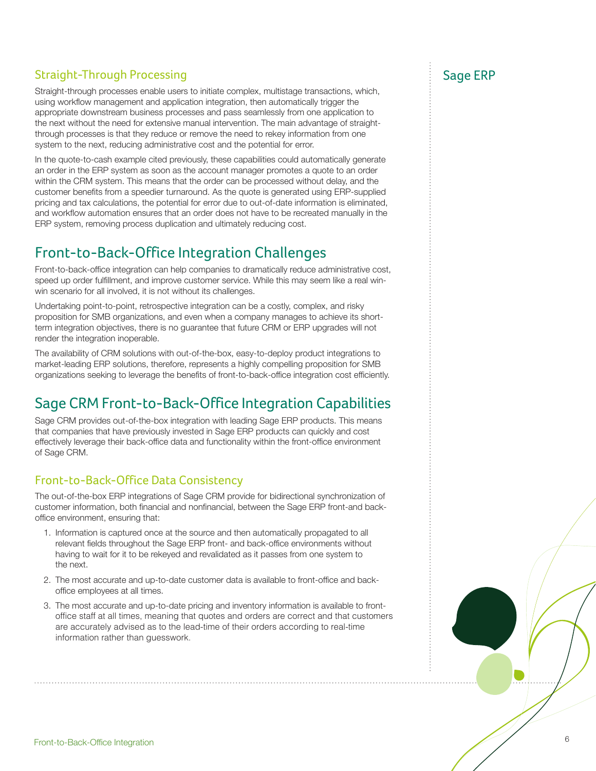### Straight-Through Processing

Straight-through processes enable users to initiate complex, multistage transactions, which, using workflow management and application integration, then automatically trigger the appropriate downstream business processes and pass seamlessly from one application to the next without the need for extensive manual intervention. The main advantage of straight-through processes is that they reduce or remove the need to rekey information from one system to the next, reducing administrative cost and the potential for error.

In the quote-to-cash example cited previously, these capabilities could automatically generate an order in the ERP system as soon as the account manager promotes a quote to an order within the CRM system. This means that the order can be processed without delay, and the customer benefits from a speedier turnaround. As the quote is generated using ERP-supplied pricing and tax calculations, the potential for error due to out-of-date information is eliminated, and workflow automation ensures that an order does not have to be recreated manually in the ERP system, removing process duplication and ultimately reducing cost.

## Front-to-Back-Office Integration Challenges

Front-to-back-office integration can help companies to dramatically reduce administrative cost, speed up order fulfillment, and improve customer service. While this may seem like a real win-win scenario for all involved, it is not without its challenges.

Undertaking point-to-point, retrospective integration can be a costly, complex, and risky proposition for SMB organizations, and even when a company manages to achieve its short-term integration objectives, there is no guarantee that future CRM or ERP upgrades will not render the integration inoperable.

The availability of CRM solutions with out-of-the-box, easy-to-deploy product integrations to market-leading ERP solutions, therefore, represents a highly compelling proposition for SMB organizations seeking to leverage the benefits of front-to-back-office integration cost efficiently.

## Sage CRM Front-to-Back-Office Integration Capabilities

Sage CRM provides out-of-the-box integration with leading Sage ERP products. This means that companies that have previously invested in Sage ERP products can quickly and cost effectively leverage their back-office data and functionality within the front-office environment of Sage CRM.

### Front-to-Back-Office Data Consistency

The out-of-the-box ERP integrations of Sage CRM provide for bidirectional synchronization of customer information, both financial and nonfinancial, between the Sage ERP front-and back-office environment, ensuring that:

1. Information is captured once at the source and then automatically propagated to all relevant fields throughout the Sage ERP front- and back-office environments without having to wait for it to be rekeyed and revalidated as it passes from one system to the next.
2. The most accurate and up-to-date customer data is available to front-office and back-office employees at all times.
3. The most accurate and up-to-date pricing and inventory information is available to front-office staff at all times, meaning that quotes and orders are correct and that customers are accurately advised as to the lead-time of their orders according to real-time information rather than guesswork.

Sage ERP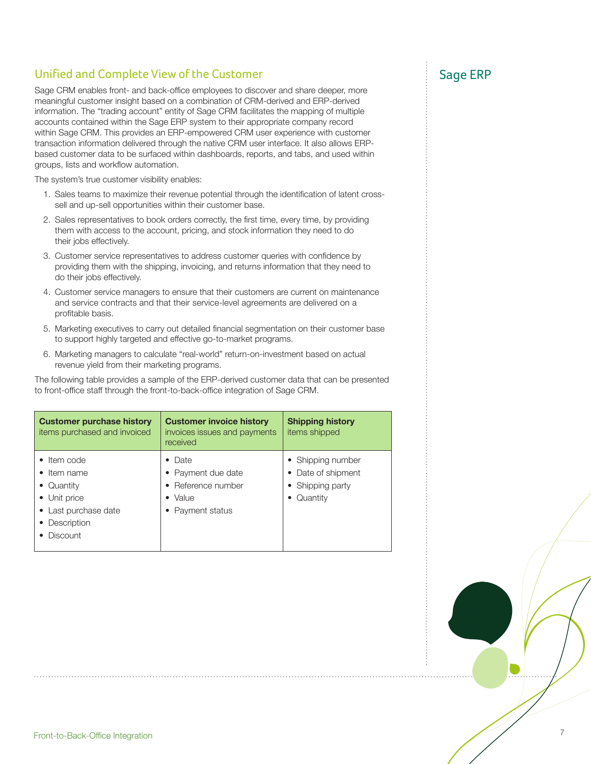## Unified and Complete View of the Customer

Sage CRM enables front- and back-office employees to discover and share deeper, more meaningful customer insight based on a combination of CRM-derived and ERP-derived information. The "trading account" entity of Sage CRM facilitates the mapping of multiple accounts contained within the Sage ERP system to their appropriate company record within Sage CRM. This provides an ERP-empowered CRM user experience with customer transaction information delivered through the native CRM user interface. It also allows ERP-based customer data to be surfaced within dashboards, reports, and tabs, and used within groups, lists and workflow automation.

The system's true customer visibility enables:

1. Sales teams to maximize their revenue potential through the identification of latent cross-sell and up-sell opportunities within their customer base.
2. Sales representatives to book orders correctly, the first time, every time, by providing them with access to the account, pricing, and stock information they need to do their jobs effectively.
3. Customer service representatives to address customer queries with confidence by providing them with the shipping, invoicing, and returns information that they need to do their jobs effectively.
4. Customer service managers to ensure that their customers are current on maintenance and service contracts and that their service-level agreements are delivered on a profitable basis.
5. Marketing executives to carry out detailed financial segmentation on their customer base to support highly targeted and effective go-to-market programs.
6. Marketing managers to calculate "real-world" return-on-investment based on actual revenue yield from their marketing programs.

The following table provides a sample of the ERP-derived customer data that can be presented to front-office staff through the front-to-back-office integration of Sage CRM.

| **Customer purchase history** items purchased and invoiced | **Customer invoice history** invoices issues and payments received | **Shipping history** items shipped |
|---|---|---|
| • Item code<br>• Item name<br>• Quantity<br>• Unit price<br>• Last purchase date<br>• Description<br>• Discount | • Date<br>• Payment due date<br>• Reference number<br>• Value<br>• Payment status | • Shipping number<br>• Date of shipment<br>• Shipping party<br>• Quantity |

## Sage ERP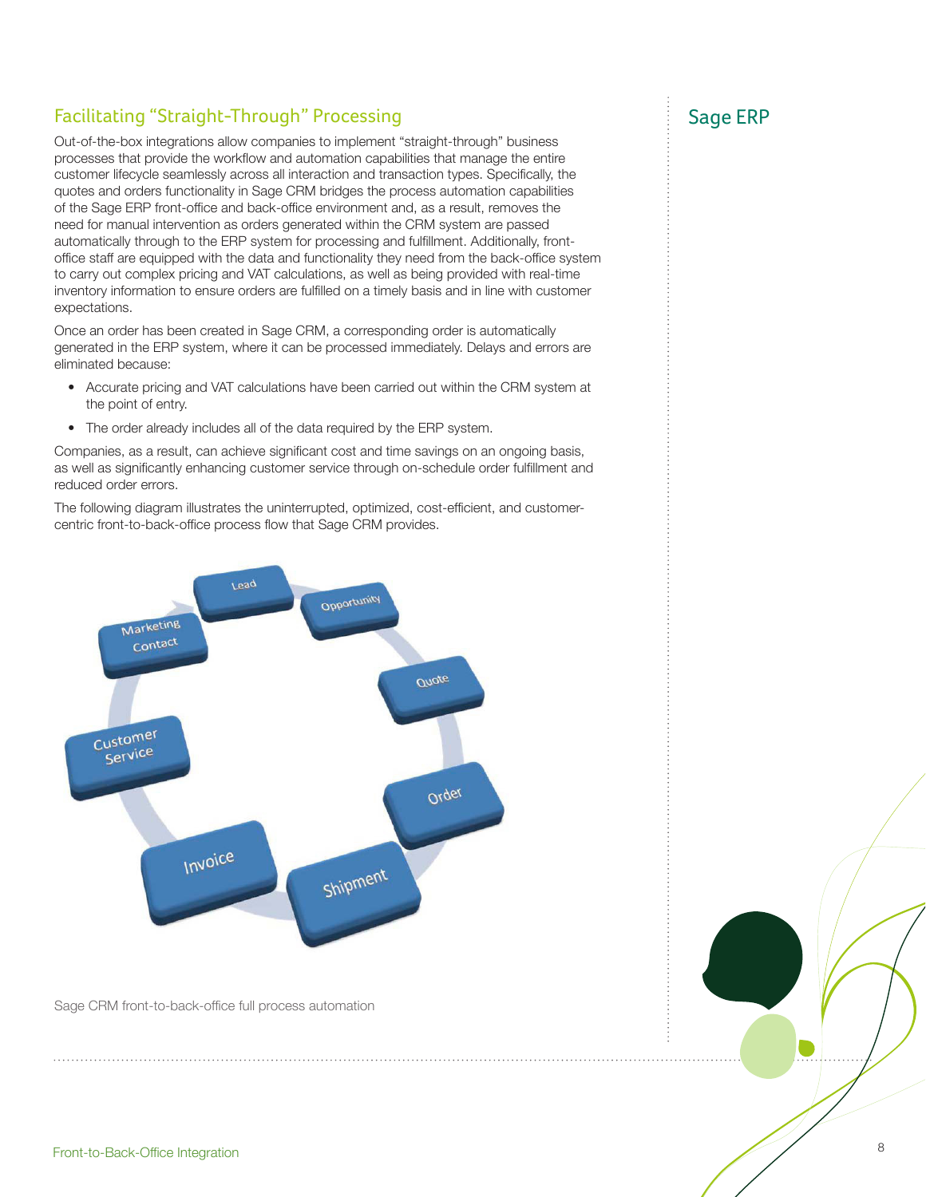## Facilitating "Straight-Through" Processing

Out-of-the-box integrations allow companies to implement "straight-through" business processes that provide the workflow and automation capabilities that manage the entire customer lifecycle seamlessly across all interaction and transaction types. Specifically, the quotes and orders functionality in Sage CRM bridges the process automation capabilities of the Sage ERP front-office and back-office environment and, as a result, removes the need for manual intervention as orders generated within the CRM system are passed automatically through to the ERP system for processing and fulfillment. Additionally, front-office staff are equipped with the data and functionality they need from the back-office system to carry out complex pricing and VAT calculations, as well as being provided with real-time inventory information to ensure orders are fulfilled on a timely basis and in line with customer expectations.

Once an order has been created in Sage CRM, a corresponding order is automatically generated in the ERP system, where it can be processed immediately. Delays and errors are eliminated because:

- Accurate pricing and VAT calculations have been carried out within the CRM system at the point of entry.
- The order already includes all of the data required by the ERP system.

Companies, as a result, can achieve significant cost and time savings on an ongoing basis, as well as significantly enhancing customer service through on-schedule order fulfillment and reduced order errors.

The following diagram illustrates the uninterrupted, optimized, cost-efficient, and customer-centric front-to-back-office process flow that Sage CRM provides.

Lead → Opportunity → Quote → Order → Shipment → Invoice → Customer Service → Marketing Contact

Sage CRM front-to-back-office full process automation

## Sage ERP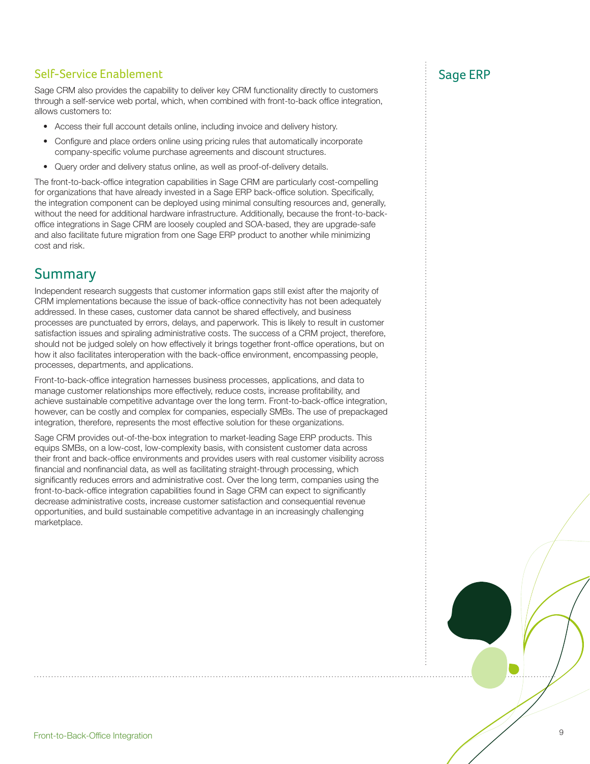### Self-Service Enablement

Sage CRM also provides the capability to deliver key CRM functionality directly to customers through a self-service web portal, which, when combined with front-to-back office integration, allows customers to:

- Access their full account details online, including invoice and delivery history.
- Configure and place orders online using pricing rules that automatically incorporate company-specific volume purchase agreements and discount structures.
- Query order and delivery status online, as well as proof-of-delivery details.

The front-to-back-office integration capabilities in Sage CRM are particularly cost-compelling for organizations that have already invested in a Sage ERP back-office solution. Specifically, the integration component can be deployed using minimal consulting resources and, generally, without the need for additional hardware infrastructure. Additionally, because the front-to-back-office integrations in Sage CRM are loosely coupled and SOA-based, they are upgrade-safe and also facilitate future migration from one Sage ERP product to another while minimizing cost and risk.

## Summary

Independent research suggests that customer information gaps still exist after the majority of CRM implementations because the issue of back-office connectivity has not been adequately addressed. In these cases, customer data cannot be shared effectively, and business processes are punctuated by errors, delays, and paperwork. This is likely to result in customer satisfaction issues and spiraling administrative costs. The success of a CRM project, therefore, should not be judged solely on how effectively it brings together front-office operations, but on how it also facilitates interoperation with the back-office environment, encompassing people, processes, departments, and applications.

Front-to-back-office integration harnesses business processes, applications, and data to manage customer relationships more effectively, reduce costs, increase profitability, and achieve sustainable competitive advantage over the long term. Front-to-back-office integration, however, can be costly and complex for companies, especially SMBs. The use of prepackaged integration, therefore, represents the most effective solution for these organizations.

Sage CRM provides out-of-the-box integration to market-leading Sage ERP products. This equips SMBs, on a low-cost, low-complexity basis, with consistent customer data across their front and back-office environments and provides users with real customer visibility across financial and nonfinancial data, as well as facilitating straight-through processing, which significantly reduces errors and administrative cost. Over the long term, companies using the front-to-back-office integration capabilities found in Sage CRM can expect to significantly decrease administrative costs, increase customer satisfaction and consequential revenue opportunities, and build sustainable competitive advantage in an increasingly challenging marketplace.

## Sage ERP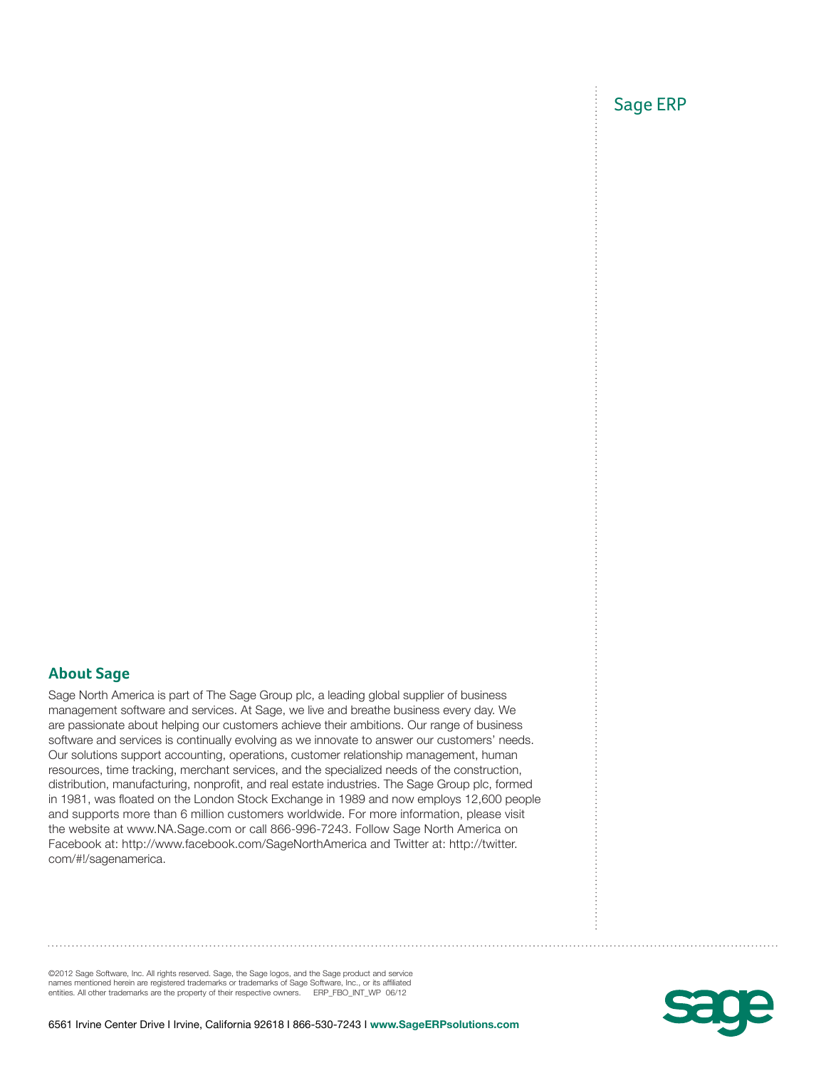Sage ERP

## About Sage

Sage North America is part of The Sage Group plc, a leading global supplier of business management software and services. At Sage, we live and breathe business every day. We are passionate about helping our customers achieve their ambitions. Our range of business software and services is continually evolving as we innovate to answer our customers' needs. Our solutions support accounting, operations, customer relationship management, human resources, time tracking, merchant services, and the specialized needs of the construction, distribution, manufacturing, nonprofit, and real estate industries. The Sage Group plc, formed in 1981, was floated on the London Stock Exchange in 1989 and now employs 12,600 people and supports more than 6 million customers worldwide. For more information, please visit the website at www.NA.Sage.com or call 866-996-7243. Follow Sage North America on Facebook at: http://www.facebook.com/SageNorthAmerica and Twitter at: http://twitter.com/#!/sagenamerica.

©2012 Sage Software, Inc. All rights reserved. Sage, the Sage logos, and the Sage product and service names mentioned herein are registered trademarks or trademarks of Sage Software, Inc., or its affiliated entities. All other trademarks are the property of their respective owners. ERP_FBO_INT_WP 06/12

6561 Irvine Center Drive I Irvine, California 92618 I 866-530-7243 I **www.SageERPsolutions.com**